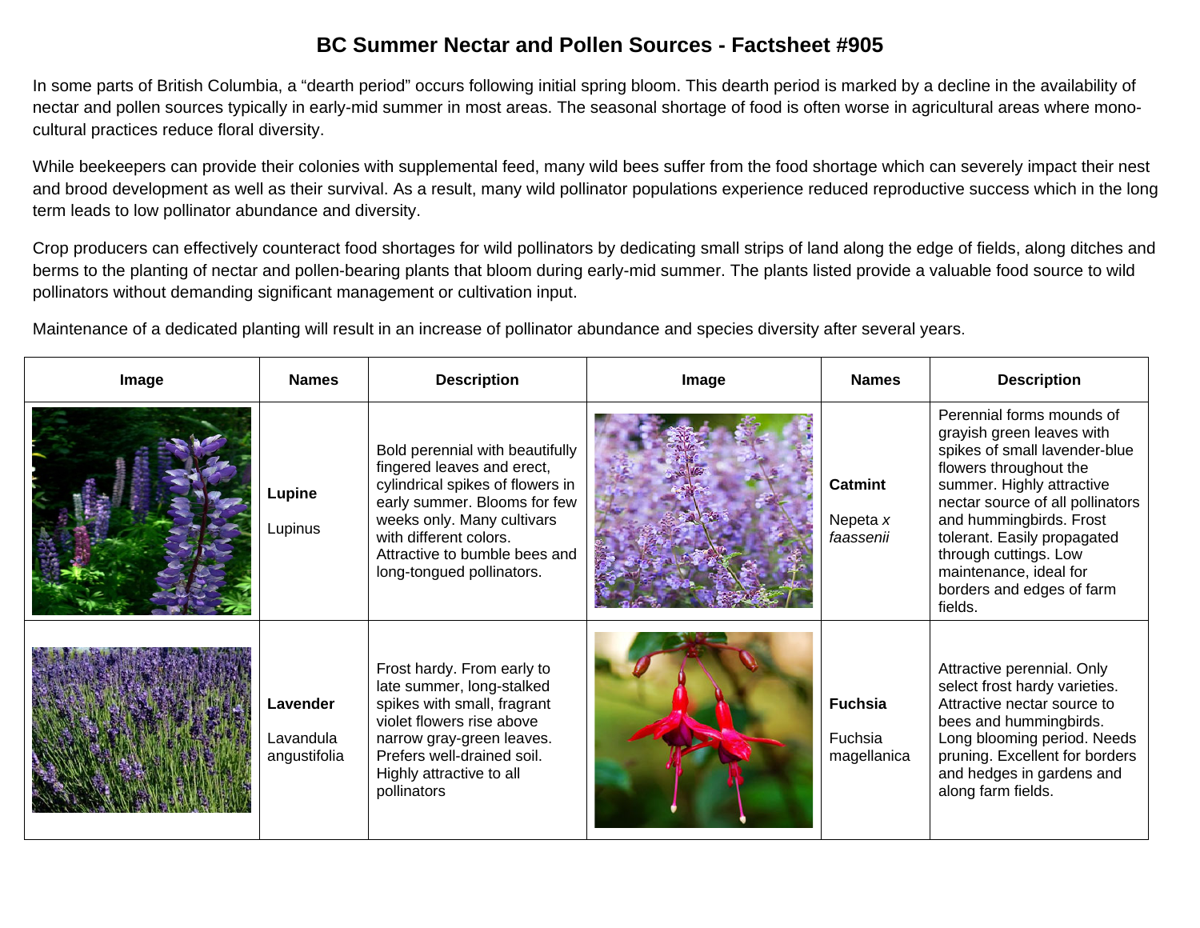# BC Summer Nectar and Pollen Sources - Factsheet #905

In some parts of British Columbia, a "dearth period" occurs following initial spring bloom. This dearth period is marked by a decline in the availability of nectar and pollen sources typically in early-mid summer in most areas. The seasonal shortage of food is often worse in agricultural areas where mono-cultural practices reduce floral diversity.

While beekeepers can provide their colonies with supplemental feed, many wild bees suffer from the food shortage which can severely impact their nest and brood development as well as their survival. As a result, many wild pollinator populations experience reduced reproductive success which in the long term leads to low pollinator abundance and diversity.

Crop producers can effectively counteract food shortages for wild pollinators by dedicating small strips of land along the edge of fields, along ditches and berms to the planting of nectar and pollen-bearing plants that bloom during early-mid summer. The plants listed provide a valuable food source to wild pollinators without demanding significant management or cultivation input.

Maintenance of a dedicated planting will result in an increase of pollinator abundance and species diversity after several years.

| Image | Names | Description | Image | Names | Description |
|---|---|---|---|---|---|
| | **Lupine** Lupinus | Bold perennial with beautifully fingered leaves and erect, cylindrical spikes of flowers in early summer. Blooms for few weeks only. Many cultivars with different colors. Attractive to bumble bees and long-tongued pollinators. | | **Catmint** Nepeta *x faassenii* | Perennial forms mounds of grayish green leaves with spikes of small lavender-blue flowers throughout the summer. Highly attractive nectar source of all pollinators and hummingbirds. Frost tolerant. Easily propagated through cuttings. Low maintenance, ideal for borders and edges of farm fields. |
| | **Lavender** Lavandula angustifolia | Frost hardy. From early to late summer, long-stalked spikes with small, fragrant violet flowers rise above narrow gray-green leaves. Prefers well-drained soil. Highly attractive to all pollinators | | **Fuchsia** Fuchsia magellanica | Attractive perennial. Only select frost hardy varieties. Attractive nectar source to bees and hummingbirds. Long blooming period. Needs pruning. Excellent for borders and hedges in gardens and along farm fields. |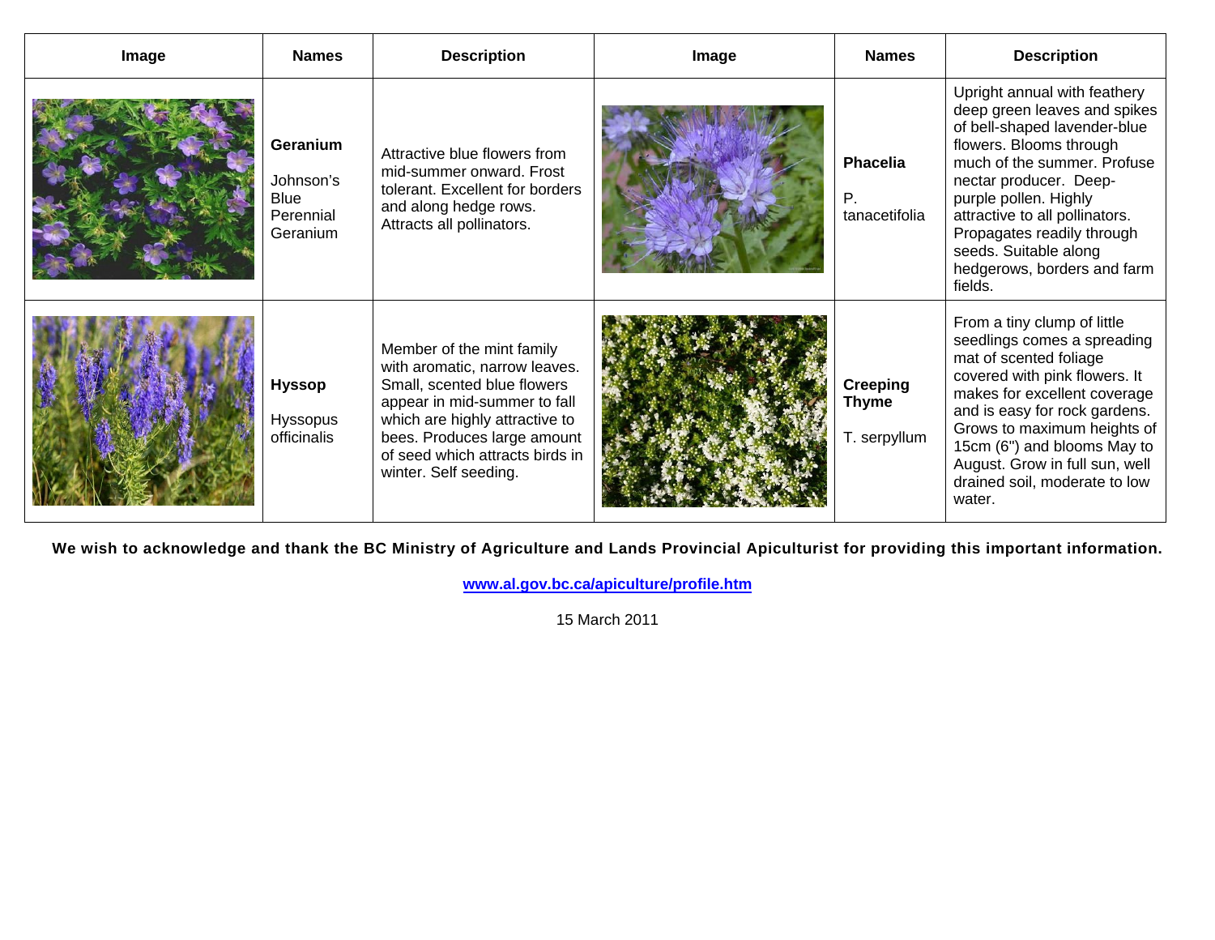| Image | Names | Description | Image | Names | Description |
|---|---|---|---|---|---|
| | **Geranium** Johnson's Blue Perennial Geranium | Attractive blue flowers from mid-summer onward. Frost tolerant. Excellent for borders and along hedge rows. Attracts all pollinators. | | **Phacelia** P. tanacetifolia | Upright annual with feathery deep green leaves and spikes of bell-shaped lavender-blue flowers. Blooms through much of the summer. Profuse nectar producer. Deep-purple pollen. Highly attractive to all pollinators. Propagates readily through seeds. Suitable along hedgerows, borders and farm fields. |
| | **Hyssop** Hyssopus officinalis | Member of the mint family with aromatic, narrow leaves. Small, scented blue flowers appear in mid-summer to fall which are highly attractive to bees. Produces large amount of seed which attracts birds in winter. Self seeding. | | **Creeping Thyme** T. serpyllum | From a tiny clump of little seedlings comes a spreading mat of scented foliage covered with pink flowers. It makes for excellent coverage and is easy for rock gardens. Grows to maximum heights of 15cm (6") and blooms May to August. Grow in full sun, well drained soil, moderate to low water. |

**We wish to acknowledge and thank the BC Ministry of Agriculture and Lands Provincial Apiculturist for providing this important information.**

**www.al.gov.bc.ca/apiculture/profile.htm**

15 March 2011